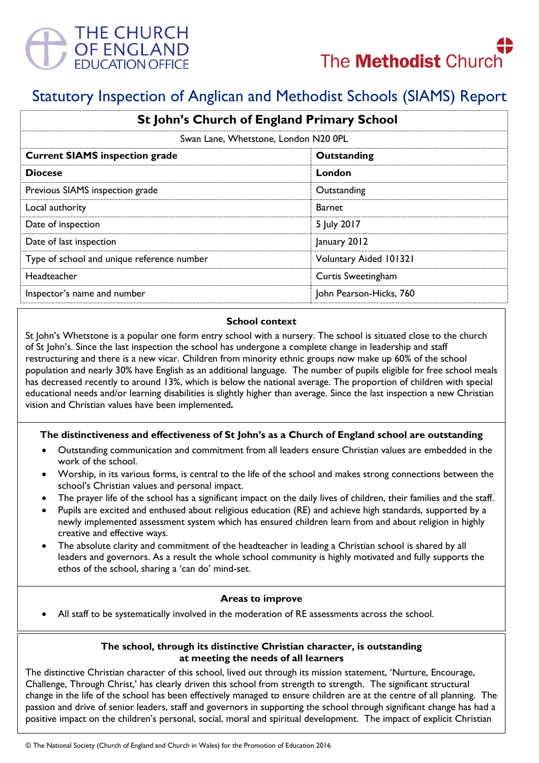# Statutory Inspection of Anglican and Methodist Schools (SIAMS) Report

| St John's Church of England Primary School | |
|---|---|
| Swan Lane, Whetstone, London N20 0PL | |
| **Current SIAMS inspection grade** | **Outstanding** |
| **Diocese** | **London** |
| Previous SIAMS inspection grade | Outstanding |
| Local authority | Barnet |
| Date of inspection | 5 July 2017 |
| Date of last inspection | January 2012 |
| Type of school and unique reference number | Voluntary Aided 101321 |
| Headteacher | Curtis Sweetingham |
| Inspector's name and number | John Pearson-Hicks, 760 |

### School context

St John's Whetstone is a popular one form entry school with a nursery. The school is situated close to the church of St John's. Since the last inspection the school has undergone a complete change in leadership and staff restructuring and there is a new vicar. Children from minority ethnic groups now make up 60% of the school population and nearly 30% have English as an additional language. The number of pupils eligible for free school meals has decreased recently to around 13%, which is below the national average. The proportion of children with special educational needs and/or learning disabilities is slightly higher than average. Since the last inspection a new Christian vision and Christian values have been implemented**.**

### The distinctiveness and effectiveness of St John's as a Church of England school are outstanding

- Outstanding communication and commitment from all leaders ensure Christian values are embedded in the work of the school.
- Worship, in its various forms, is central to the life of the school and makes strong connections between the school's Christian values and personal impact.
- The prayer life of the school has a significant impact on the daily lives of children, their families and the staff.
- Pupils are excited and enthused about religious education (RE) and achieve high standards, supported by a newly implemented assessment system which has ensured children learn from and about religion in highly creative and effective ways.
- The absolute clarity and commitment of the headteacher in leading a Christian school is shared by all leaders and governors. As a result the whole school community is highly motivated and fully supports the ethos of the school, sharing a 'can do' mind-set.

### Areas to improve

- All staff to be systematically involved in the moderation of RE assessments across the school.

### The school, through its distinctive Christian character, is outstanding at meeting the needs of all learners

The distinctive Christian character of this school, lived out through its mission statement, 'Nurture, Encourage, Challenge, Through Christ,' has clearly driven this school from strength to strength. The significant structural change in the life of the school has been effectively managed to ensure children are at the centre of all planning. The passion and drive of senior leaders, staff and governors in supporting the school through significant change has had a positive impact on the children's personal, social, moral and spiritual development. The impact of explicit Christian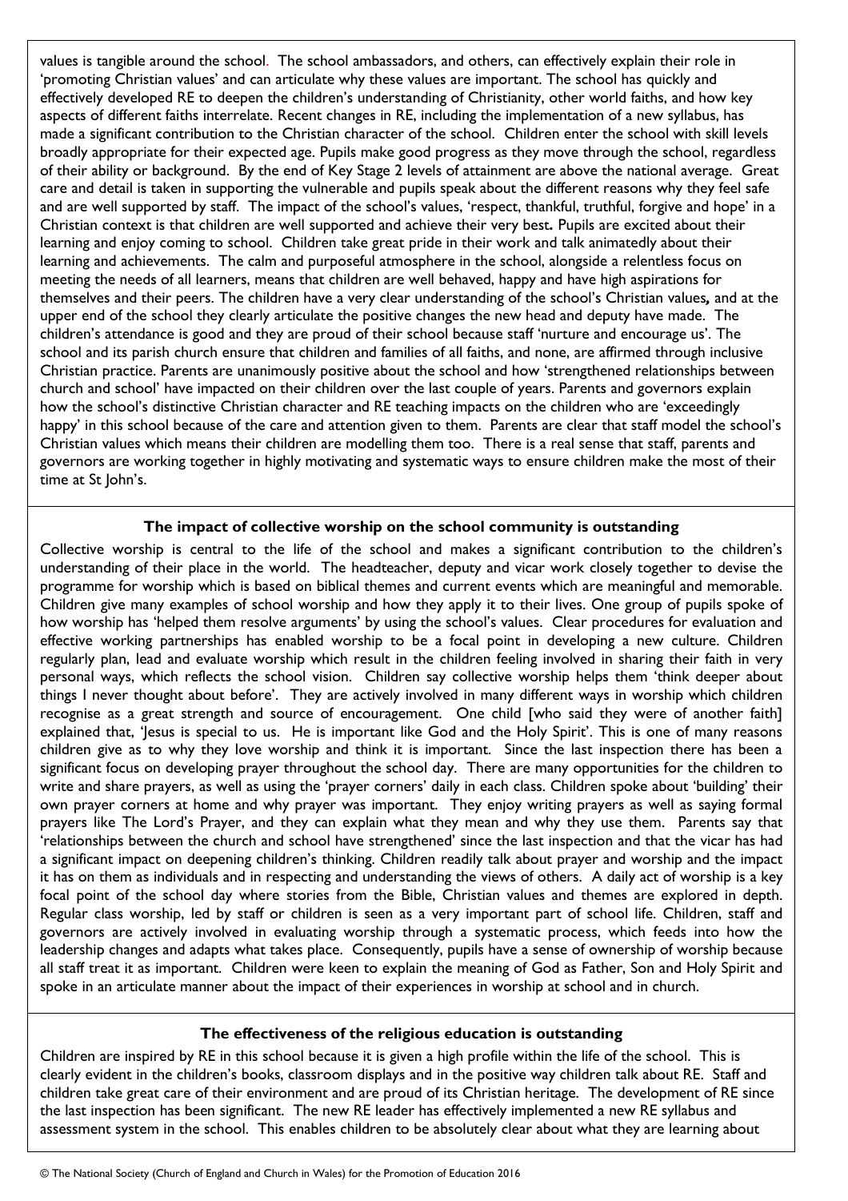values is tangible around the school. The school ambassadors, and others, can effectively explain their role in 'promoting Christian values' and can articulate why these values are important. The school has quickly and effectively developed RE to deepen the children's understanding of Christianity, other world faiths, and how key aspects of different faiths interrelate. Recent changes in RE, including the implementation of a new syllabus, has made a significant contribution to the Christian character of the school. Children enter the school with skill levels broadly appropriate for their expected age. Pupils make good progress as they move through the school, regardless of their ability or background. By the end of Key Stage 2 levels of attainment are above the national average. Great care and detail is taken in supporting the vulnerable and pupils speak about the different reasons why they feel safe and are well supported by staff. The impact of the school's values, 'respect, thankful, truthful, forgive and hope' in a Christian context is that children are well supported and achieve their very best**.** Pupils are excited about their learning and enjoy coming to school. Children take great pride in their work and talk animatedly about their learning and achievements. The calm and purposeful atmosphere in the school, alongside a relentless focus on meeting the needs of all learners, means that children are well behaved, happy and have high aspirations for themselves and their peers. The children have a very clear understanding of the school's Christian values**,** and at the upper end of the school they clearly articulate the positive changes the new head and deputy have made. The children's attendance is good and they are proud of their school because staff 'nurture and encourage us'. The school and its parish church ensure that children and families of all faiths, and none, are affirmed through inclusive Christian practice. Parents are unanimously positive about the school and how 'strengthened relationships between church and school' have impacted on their children over the last couple of years. Parents and governors explain how the school's distinctive Christian character and RE teaching impacts on the children who are 'exceedingly happy' in this school because of the care and attention given to them. Parents are clear that staff model the school's Christian values which means their children are modelling them too. There is a real sense that staff, parents and governors are working together in highly motivating and systematic ways to ensure children make the most of their time at St John's.

### The impact of collective worship on the school community is outstanding

Collective worship is central to the life of the school and makes a significant contribution to the children's understanding of their place in the world. The headteacher, deputy and vicar work closely together to devise the programme for worship which is based on biblical themes and current events which are meaningful and memorable. Children give many examples of school worship and how they apply it to their lives. One group of pupils spoke of how worship has 'helped them resolve arguments' by using the school's values. Clear procedures for evaluation and effective working partnerships has enabled worship to be a focal point in developing a new culture. Children regularly plan, lead and evaluate worship which result in the children feeling involved in sharing their faith in very personal ways, which reflects the school vision. Children say collective worship helps them 'think deeper about things I never thought about before'. They are actively involved in many different ways in worship which children recognise as a great strength and source of encouragement. One child [who said they were of another faith] explained that, 'Jesus is special to us. He is important like God and the Holy Spirit'. This is one of many reasons children give as to why they love worship and think it is important. Since the last inspection there has been a significant focus on developing prayer throughout the school day. There are many opportunities for the children to write and share prayers, as well as using the 'prayer corners' daily in each class. Children spoke about 'building' their own prayer corners at home and why prayer was important. They enjoy writing prayers as well as saying formal prayers like The Lord's Prayer, and they can explain what they mean and why they use them. Parents say that 'relationships between the church and school have strengthened' since the last inspection and that the vicar has had a significant impact on deepening children's thinking. Children readily talk about prayer and worship and the impact it has on them as individuals and in respecting and understanding the views of others. A daily act of worship is a key focal point of the school day where stories from the Bible, Christian values and themes are explored in depth. Regular class worship, led by staff or children is seen as a very important part of school life. Children, staff and governors are actively involved in evaluating worship through a systematic process, which feeds into how the leadership changes and adapts what takes place. Consequently, pupils have a sense of ownership of worship because all staff treat it as important. Children were keen to explain the meaning of God as Father, Son and Holy Spirit and spoke in an articulate manner about the impact of their experiences in worship at school and in church.

### The effectiveness of the religious education is outstanding

Children are inspired by RE in this school because it is given a high profile within the life of the school. This is clearly evident in the children's books, classroom displays and in the positive way children talk about RE. Staff and children take great care of their environment and are proud of its Christian heritage. The development of RE since the last inspection has been significant. The new RE leader has effectively implemented a new RE syllabus and assessment system in the school. This enables children to be absolutely clear about what they are learning about

© The National Society (Church of England and Church in Wales) for the Promotion of Education 2016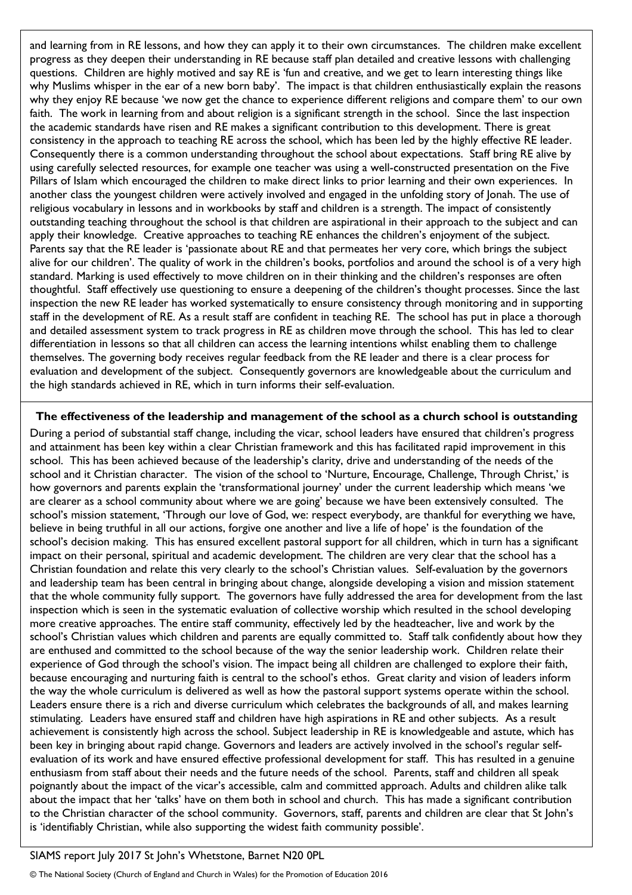and learning from in RE lessons, and how they can apply it to their own circumstances. The children make excellent progress as they deepen their understanding in RE because staff plan detailed and creative lessons with challenging questions. Children are highly motived and say RE is 'fun and creative, and we get to learn interesting things like why Muslims whisper in the ear of a new born baby'. The impact is that children enthusiastically explain the reasons why they enjoy RE because 'we now get the chance to experience different religions and compare them' to our own faith. The work in learning from and about religion is a significant strength in the school. Since the last inspection the academic standards have risen and RE makes a significant contribution to this development. There is great consistency in the approach to teaching RE across the school, which has been led by the highly effective RE leader. Consequently there is a common understanding throughout the school about expectations. Staff bring RE alive by using carefully selected resources, for example one teacher was using a well-constructed presentation on the Five Pillars of Islam which encouraged the children to make direct links to prior learning and their own experiences. In another class the youngest children were actively involved and engaged in the unfolding story of Jonah. The use of religious vocabulary in lessons and in workbooks by staff and children is a strength. The impact of consistently outstanding teaching throughout the school is that children are aspirational in their approach to the subject and can apply their knowledge. Creative approaches to teaching RE enhances the children's enjoyment of the subject. Parents say that the RE leader is 'passionate about RE and that permeates her very core, which brings the subject alive for our children'. The quality of work in the children's books, portfolios and around the school is of a very high standard. Marking is used effectively to move children on in their thinking and the children's responses are often thoughtful. Staff effectively use questioning to ensure a deepening of the children's thought processes. Since the last inspection the new RE leader has worked systematically to ensure consistency through monitoring and in supporting staff in the development of RE. As a result staff are confident in teaching RE. The school has put in place a thorough and detailed assessment system to track progress in RE as children move through the school. This has led to clear differentiation in lessons so that all children can access the learning intentions whilst enabling them to challenge themselves. The governing body receives regular feedback from the RE leader and there is a clear process for evaluation and development of the subject. Consequently governors are knowledgeable about the curriculum and the high standards achieved in RE, which in turn informs their self-evaluation.

**The effectiveness of the leadership and management of the school as a church school is outstanding**

During a period of substantial staff change, including the vicar, school leaders have ensured that children's progress and attainment has been key within a clear Christian framework and this has facilitated rapid improvement in this school. This has been achieved because of the leadership's clarity, drive and understanding of the needs of the school and it Christian character. The vision of the school to 'Nurture, Encourage, Challenge, Through Christ,' is how governors and parents explain the 'transformational journey' under the current leadership which means 'we are clearer as a school community about where we are going' because we have been extensively consulted. The school's mission statement, 'Through our love of God, we: respect everybody, are thankful for everything we have, believe in being truthful in all our actions, forgive one another and live a life of hope' is the foundation of the school's decision making. This has ensured excellent pastoral support for all children, which in turn has a significant impact on their personal, spiritual and academic development. The children are very clear that the school has a Christian foundation and relate this very clearly to the school's Christian values. Self-evaluation by the governors and leadership team has been central in bringing about change, alongside developing a vision and mission statement that the whole community fully support. The governors have fully addressed the area for development from the last inspection which is seen in the systematic evaluation of collective worship which resulted in the school developing more creative approaches. The entire staff community, effectively led by the headteacher, live and work by the school's Christian values which children and parents are equally committed to. Staff talk confidently about how they are enthused and committed to the school because of the way the senior leadership work. Children relate their experience of God through the school's vision. The impact being all children are challenged to explore their faith, because encouraging and nurturing faith is central to the school's ethos. Great clarity and vision of leaders inform the way the whole curriculum is delivered as well as how the pastoral support systems operate within the school. Leaders ensure there is a rich and diverse curriculum which celebrates the backgrounds of all, and makes learning stimulating. Leaders have ensured staff and children have high aspirations in RE and other subjects. As a result achievement is consistently high across the school. Subject leadership in RE is knowledgeable and astute, which has been key in bringing about rapid change. Governors and leaders are actively involved in the school's regular self-evaluation of its work and have ensured effective professional development for staff. This has resulted in a genuine enthusiasm from staff about their needs and the future needs of the school. Parents, staff and children all speak poignantly about the impact of the vicar's accessible, calm and committed approach. Adults and children alike talk about the impact that her 'talks' have on them both in school and church. This has made a significant contribution to the Christian character of the school community. Governors, staff, parents and children are clear that St John's is 'identifiably Christian, while also supporting the widest faith community possible'.

SIAMS report July 2017 St John's Whetstone, Barnet N20 0PL

© The National Society (Church of England and Church in Wales) for the Promotion of Education 2016